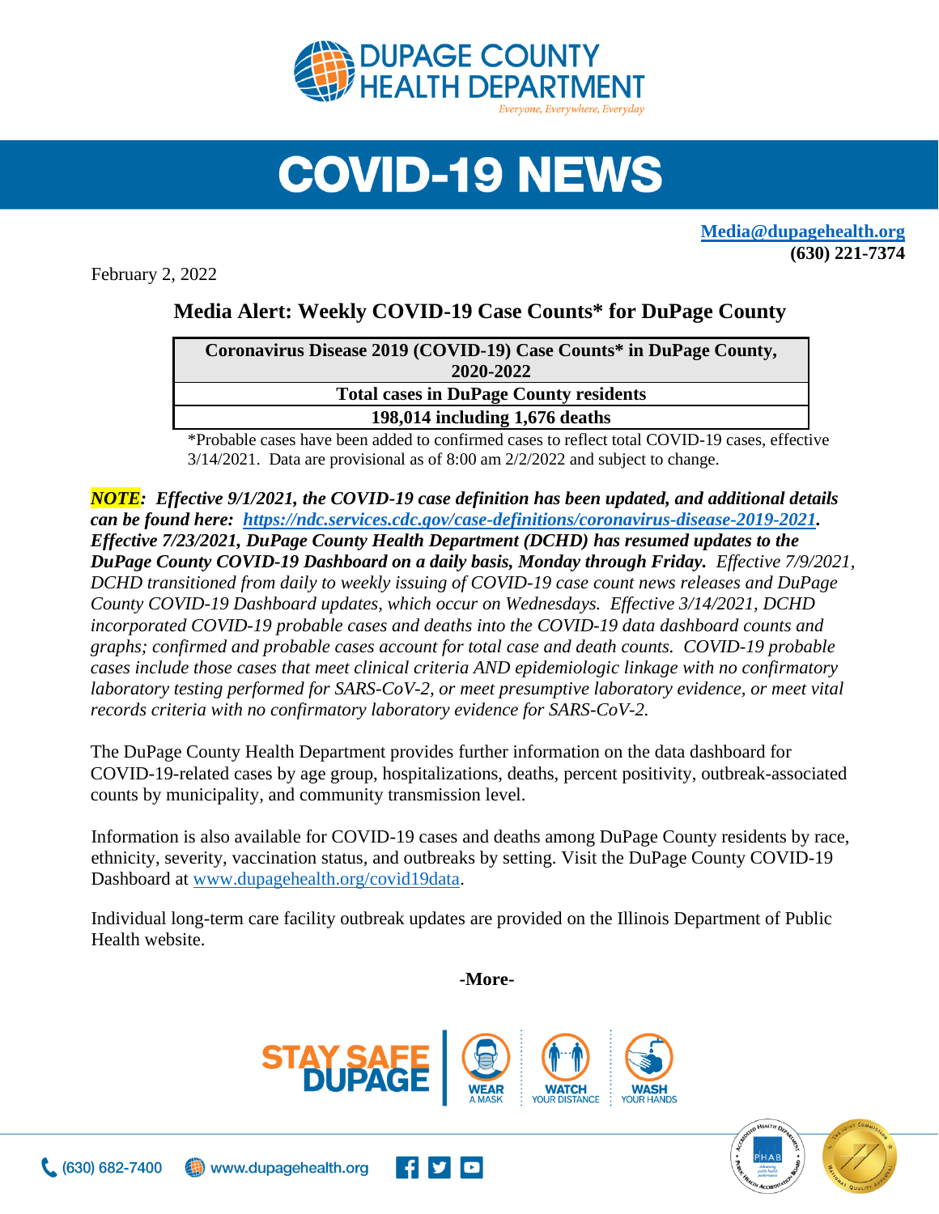# DUPAGE COUNTY HEALTH DEPARTMENT

*Everyone, Everywhere, Everyday*

# COVID-19 NEWS

**Media@dupagehealth.org**
**(630) 221-7374**

February 2, 2022

## Media Alert: Weekly COVID-19 Case Counts* for DuPage County

| Coronavirus Disease 2019 (COVID-19) Case Counts* in DuPage County, 2020-2022 |
| --- |
| **Total cases in DuPage County residents** |
| **198,014 including 1,676 deaths** |

*Probable cases have been added to confirmed cases to reflect total COVID-19 cases, effective 3/14/2021. Data are provisional as of 8:00 am 2/2/2022 and subject to change.

***NOTE*: *Effective 9/1/2021, the COVID-19 case definition has been updated, and additional details can be found here: https://ndc.services.cdc.gov/case-definitions/coronavirus-disease-2019-2021. Effective 7/23/2021, DuPage County Health Department (DCHD) has resumed updates to the DuPage County COVID-19 Dashboard on a daily basis, Monday through Friday.*** *Effective 7/9/2021, DCHD transitioned from daily to weekly issuing of COVID-19 case count news releases and DuPage County COVID-19 Dashboard updates, which occur on Wednesdays. Effective 3/14/2021, DCHD incorporated COVID-19 probable cases and deaths into the COVID-19 data dashboard counts and graphs; confirmed and probable cases account for total case and death counts. COVID-19 probable cases include those cases that meet clinical criteria AND epidemiologic linkage with no confirmatory laboratory testing performed for SARS-CoV-2, or meet presumptive laboratory evidence, or meet vital records criteria with no confirmatory laboratory evidence for SARS-CoV-2.*

The DuPage County Health Department provides further information on the data dashboard for COVID-19-related cases by age group, hospitalizations, deaths, percent positivity, outbreak-associated counts by municipality, and community transmission level.

Information is also available for COVID-19 cases and deaths among DuPage County residents by race, ethnicity, severity, vaccination status, and outbreaks by setting. Visit the DuPage County COVID-19 Dashboard at www.dupagehealth.org/covid19data.

Individual long-term care facility outbreak updates are provided on the Illinois Department of Public Health website.

**-More-**

STAY SAFE DUPAGE | WEAR A MASK | WATCH YOUR DISTANCE | WASH YOUR HANDS

(630) 682-7400 | www.dupagehealth.org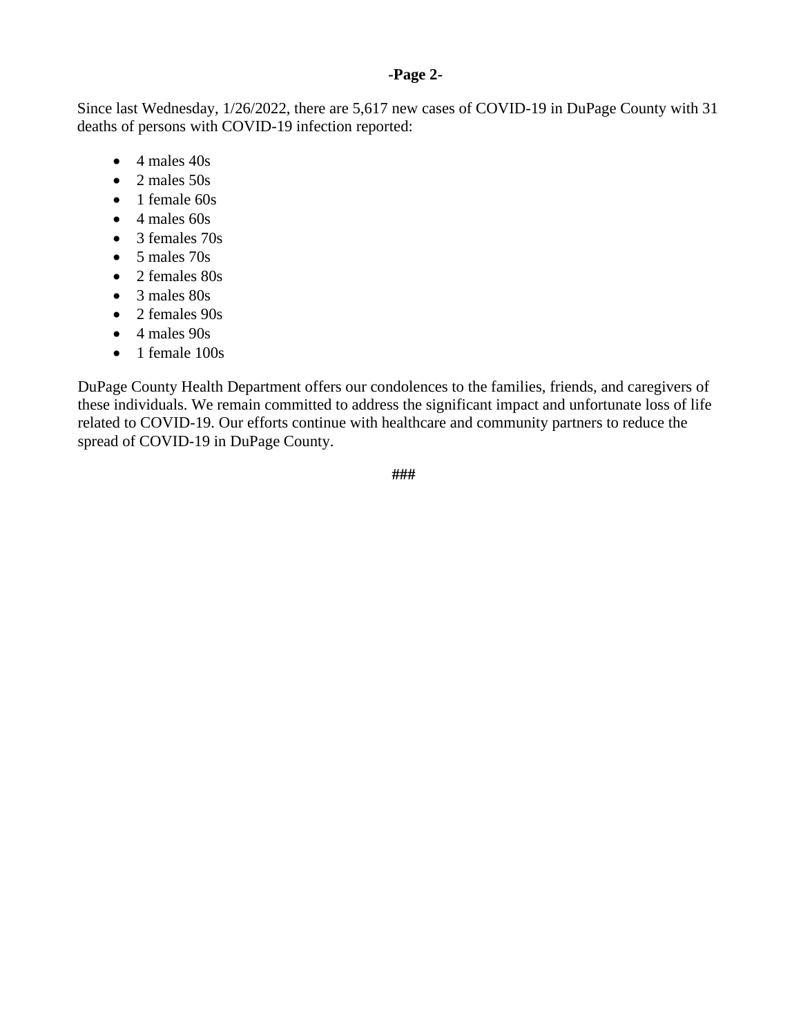Since last Wednesday, 1/26/2022, there are 5,617 new cases of COVID-19 in DuPage County with 31 deaths of persons with COVID-19 infection reported:

- 4 males 40s
- 2 males 50s
- 1 female 60s
- 4 males 60s
- 3 females 70s
- 5 males 70s
- 2 females 80s
- 3 males 80s
- 2 females 90s
- 4 males 90s
- 1 female 100s

DuPage County Health Department offers our condolences to the families, friends, and caregivers of these individuals. We remain committed to address the significant impact and unfortunate loss of life related to COVID-19. Our efforts continue with healthcare and community partners to reduce the spread of COVID-19 in DuPage County.

**###**